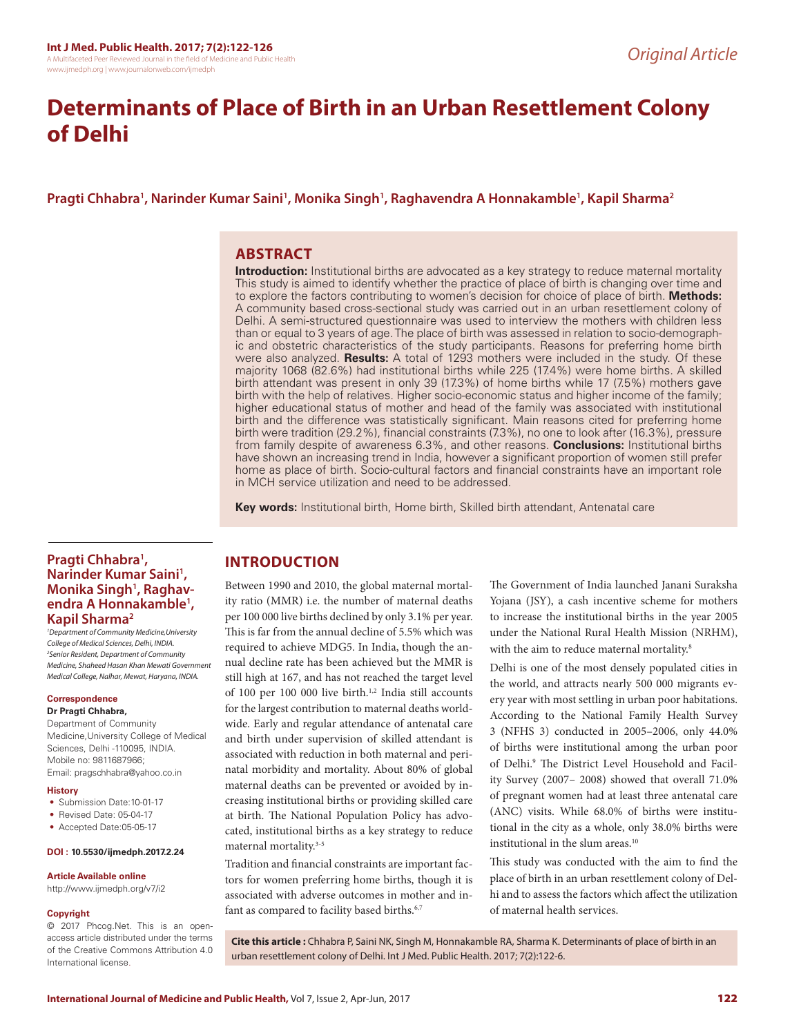# Determinants of Place of Birth in an Urban Resettlement Colony of Delhi

**Pragti Chhabra[1], Narinder Kumar Saini[1], Monika Singh[1], Raghavendra A Honnakamble[1], Kapil Sharma[2]**

## ABSTRACT

**Introduction:** Institutional births are advocated as a key strategy to reduce maternal mortality This study is aimed to identify whether the practice of place of birth is changing over time and to explore the factors contributing to women's decision for choice of place of birth. **Methods:** A community based cross-sectional study was carried out in an urban resettlement colony of Delhi. A semi-structured questionnaire was used to interview the mothers with children less than or equal to 3 years of age. The place of birth was assessed in relation to socio-demographic and obstetric characteristics of the study participants. Reasons for preferring home birth were also analyzed. **Results:** A total of 1293 mothers were included in the study. Of these majority 1068 (82.6%) had institutional births while 225 (17.4%) were home births. A skilled birth attendant was present in only 39 (17.3%) of home births while 17 (7.5%) mothers gave birth with the help of relatives. Higher socio-economic status and higher income of the family; higher educational status of mother and head of the family was associated with institutional birth and the difference was statistically significant. Main reasons cited for preferring home birth were tradition (29.2%), financial constraints (7.3%), no one to look after (16.3%), pressure from family despite of awareness 6.3%, and other reasons. **Conclusions:** Institutional births have shown an increasing trend in India, however a significant proportion of women still prefer home as place of birth. Socio-cultural factors and financial constraints have an important role in MCH service utilization and need to be addressed.

**Key words:** Institutional birth, Home birth, Skilled birth attendant, Antenatal care

**Pragti Chhabra[1], Narinder Kumar Saini[1], Monika Singh[1], Raghavendra A Honnakamble[1], Kapil Sharma[2]**

*[1]Department of Community Medicine,University College of Medical Sciences, Delhi, INDIA.*
*[2]Senior Resident, Department of Community Medicine, Shaheed Hasan Khan Mewati Government Medical College, Nalhar, Mewat, Haryana, INDIA.*

**Correspondence**

**Dr Pragti Chhabra,**

Department of Community Medicine,University College of Medical Sciences, Delhi -110095, INDIA.
Mobile no: 9811687966;
Email: pragschhabra@yahoo.co.in

**History**

- Submission Date:10-01-17
- Revised Date: 05-04-17
- Accepted Date:05-05-17

**DOI : 10.5530/ijmedph.2017.2.24**

**Article Available online**

http://www.ijmedph.org/v7/i2

**Copyright**

© 2017 Phcog.Net. This is an open-access article distributed under the terms of the Creative Commons Attribution 4.0 International license.

## INTRODUCTION

Between 1990 and 2010, the global maternal mortality ratio (MMR) i.e. the number of maternal deaths per 100 000 live births declined by only 3.1% per year. This is far from the annual decline of 5.5% which was required to achieve MDG5. In India, though the annual decline rate has been achieved but the MMR is still high at 167, and has not reached the target level of 100 per 100 000 live birth.[1,2] India still accounts for the largest contribution to maternal deaths worldwide. Early and regular attendance of antenatal care and birth under supervision of skilled attendant is associated with reduction in both maternal and perinatal morbidity and mortality. About 80% of global maternal deaths can be prevented or avoided by increasing institutional births or providing skilled care at birth. The National Population Policy has advocated, institutional births as a key strategy to reduce maternal mortality.[3-5]

Tradition and financial constraints are important factors for women preferring home births, though it is associated with adverse outcomes in mother and infant as compared to facility based births.[6,7]

The Government of India launched Janani Suraksha Yojana (JSY), a cash incentive scheme for mothers to increase the institutional births in the year 2005 under the National Rural Health Mission (NRHM), with the aim to reduce maternal mortality.[8]

Delhi is one of the most densely populated cities in the world, and attracts nearly 500 000 migrants every year with most settling in urban poor habitations. According to the National Family Health Survey 3 (NFHS 3) conducted in 2005–2006, only 44.0% of births were institutional among the urban poor of Delhi.[9] The District Level Household and Facility Survey (2007– 2008) showed that overall 71.0% of pregnant women had at least three antenatal care (ANC) visits. While 68.0% of births were institutional in the city as a whole, only 38.0% births were institutional in the slum areas.[10]

This study was conducted with the aim to find the place of birth in an urban resettlement colony of Delhi and to assess the factors which affect the utilization of maternal health services.

**Cite this article :** Chhabra P, Saini NK, Singh M, Honnakamble RA, Sharma K. Determinants of place of birth in an urban resettlement colony of Delhi. Int J Med. Public Health. 2017; 7(2):122-6.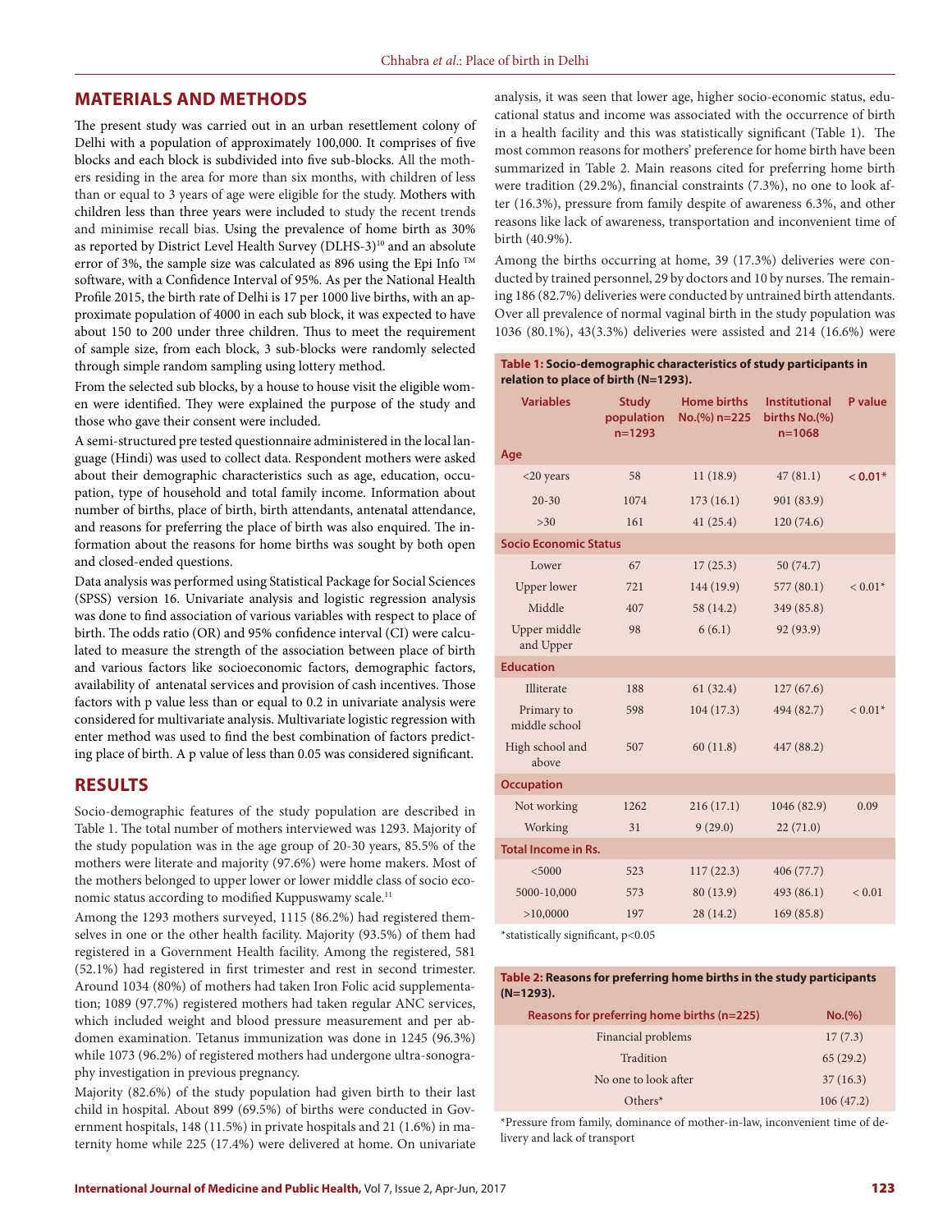## MATERIALS AND METHODS

The present study was carried out in an urban resettlement colony of Delhi with a population of approximately 100,000. It comprises of five blocks and each block is subdivided into five sub-blocks. All the mothers residing in the area for more than six months, with children of less than or equal to 3 years of age were eligible for the study. Mothers with children less than three years were included to study the recent trends and minimise recall bias. Using the prevalence of home birth as 30% as reported by District Level Health Survey (DLHS-3)[10] and an absolute error of 3%, the sample size was calculated as 896 using the Epi Info ™ software, with a Confidence Interval of 95%. As per the National Health Profile 2015, the birth rate of Delhi is 17 per 1000 live births, with an approximate population of 4000 in each sub block, it was expected to have about 150 to 200 under three children. Thus to meet the requirement of sample size, from each block, 3 sub-blocks were randomly selected through simple random sampling using lottery method.

From the selected sub blocks, by a house to house visit the eligible women were identified. They were explained the purpose of the study and those who gave their consent were included.

A semi-structured pre tested questionnaire administered in the local language (Hindi) was used to collect data. Respondent mothers were asked about their demographic characteristics such as age, education, occupation, type of household and total family income. Information about number of births, place of birth, birth attendants, antenatal attendance, and reasons for preferring the place of birth was also enquired. The information about the reasons for home births was sought by both open and closed-ended questions.

Data analysis was performed using Statistical Package for Social Sciences (SPSS) version 16. Univariate analysis and logistic regression analysis was done to find association of various variables with respect to place of birth. The odds ratio (OR) and 95% confidence interval (CI) were calculated to measure the strength of the association between place of birth and various factors like socioeconomic factors, demographic factors, availability of antenatal services and provision of cash incentives. Those factors with p value less than or equal to 0.2 in univariate analysis were considered for multivariate analysis. Multivariate logistic regression with enter method was used to find the best combination of factors predicting place of birth. A p value of less than 0.05 was considered significant.

## RESULTS

Socio-demographic features of the study population are described in Table 1. The total number of mothers interviewed was 1293. Majority of the study population was in the age group of 20-30 years, 85.5% of the mothers were literate and majority (97.6%) were home makers. Most of the mothers belonged to upper lower or lower middle class of socio economic status according to modified Kuppuswamy scale.[11]

Among the 1293 mothers surveyed, 1115 (86.2%) had registered themselves in one or the other health facility. Majority (93.5%) of them had registered in a Government Health facility. Among the registered, 581 (52.1%) had registered in first trimester and rest in second trimester. Around 1034 (80%) of mothers had taken Iron Folic acid supplementation; 1089 (97.7%) registered mothers had taken regular ANC services, which included weight and blood pressure measurement and per abdomen examination. Tetanus immunization was done in 1245 (96.3%) while 1073 (96.2%) of registered mothers had undergone ultra-sonography investigation in previous pregnancy.

Majority (82.6%) of the study population had given birth to their last child in hospital. About 899 (69.5%) of births were conducted in Government hospitals, 148 (11.5%) in private hospitals and 21 (1.6%) in maternity home while 225 (17.4%) were delivered at home. On univariate analysis, it was seen that lower age, higher socio-economic status, educational status and income was associated with the occurrence of birth in a health facility and this was statistically significant (Table 1). The most common reasons for mothers' preference for home birth have been summarized in Table 2. Main reasons cited for preferring home birth were tradition (29.2%), financial constraints (7.3%), no one to look after (16.3%), pressure from family despite of awareness 6.3%, and other reasons like lack of awareness, transportation and inconvenient time of birth (40.9%).

Among the births occurring at home, 39 (17.3%) deliveries were conducted by trained personnel, 29 by doctors and 10 by nurses. The remaining 186 (82.7%) deliveries were conducted by untrained birth attendants. Over all prevalence of normal vaginal birth in the study population was 1036 (80.1%), 43(3.3%) deliveries were assisted and 214 (16.6%) were

**Table 1: Socio-demographic characteristics of study participants in relation to place of birth (N=1293).**

| Variables | Study population n=1293 | Home births No.(%) n=225 | Institutional births No.(%) n=1068 | P value |
|---|---|---|---|---|
| **Age** | | | | |
| <20 years | 58 | 11 (18.9) | 47 (81.1) | **< 0.01*** |
| 20-30 | 1074 | 173 (16.1) | 901 (83.9) | |
| >30 | 161 | 41 (25.4) | 120 (74.6) | |
| **Socio Economic Status** | | | | |
| Lower | 67 | 17 (25.3) | 50 (74.7) | |
| Upper lower | 721 | 144 (19.9) | 577 (80.1) | < 0.01* |
| Middle | 407 | 58 (14.2) | 349 (85.8) | |
| Upper middle and Upper | 98 | 6 (6.1) | 92 (93.9) | |
| **Education** | | | | |
| Illiterate | 188 | 61 (32.4) | 127 (67.6) | |
| Primary to middle school | 598 | 104 (17.3) | 494 (82.7) | < 0.01* |
| High school and above | 507 | 60 (11.8) | 447 (88.2) | |
| **Occupation** | | | | |
| Not working | 1262 | 216 (17.1) | 1046 (82.9) | 0.09 |
| Working | 31 | 9 (29.0) | 22 (71.0) | |
| **Total Income in Rs.** | | | | |
| <5000 | 523 | 117 (22.3) | 406 (77.7) | |
| 5000-10,000 | 573 | 80 (13.9) | 493 (86.1) | < 0.01 |
| >10,0000 | 197 | 28 (14.2) | 169 (85.8) | |

*statistically significant, p<0.05

**Table 2: Reasons for preferring home births in the study participants (N=1293).**

| Reasons for preferring home births (n=225) | No.(%) |
|---|---|
| Financial problems | 17 (7.3) |
| Tradition | 65 (29.2) |
| No one to look after | 37 (16.3) |
| Others* | 106 (47.2) |

*Pressure from family, dominance of mother-in-law, inconvenient time of delivery and lack of transport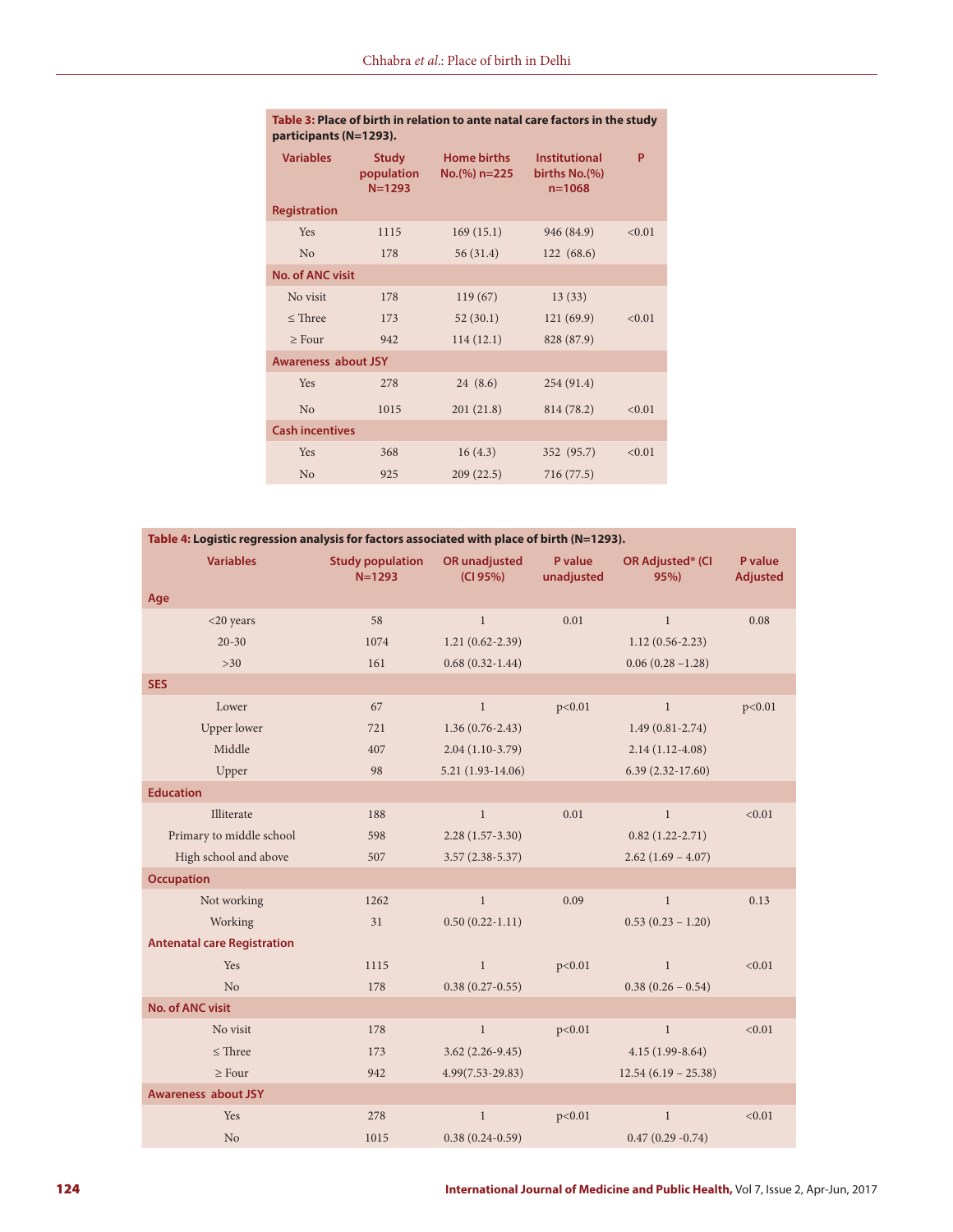**Table 3: Place of birth in relation to ante natal care factors in the study participants (N=1293).**

| Variables | Study population N=1293 | Home births No.(%) n=225 | Institutional births No.(%) n=1068 | P |
|---|---|---|---|---|
| **Registration** | | | | |
| Yes | 1115 | 169 (15.1) | 946 (84.9) | <0.01 |
| No | 178 | 56 (31.4) | 122 (68.6) | |
| **No. of ANC visit** | | | | |
| No visit | 178 | 119 (67) | 13 (33) | |
| ≤ Three | 173 | 52 (30.1) | 121 (69.9) | <0.01 |
| ≥ Four | 942 | 114 (12.1) | 828 (87.9) | |
| **Awareness about JSY** | | | | |
| Yes | 278 | 24 (8.6) | 254 (91.4) | |
| No | 1015 | 201 (21.8) | 814 (78.2) | <0.01 |
| **Cash incentives** | | | | |
| Yes | 368 | 16 (4.3) | 352 (95.7) | <0.01 |
| No | 925 | 209 (22.5) | 716 (77.5) | |

**Table 4: Logistic regression analysis for factors associated with place of birth (N=1293).**

| Variables | Study population N=1293 | OR unadjusted (CI 95%) | P value unadjusted | OR Adjusted* (CI 95%) | P value Adjusted |
|---|---|---|---|---|---|
| **Age** | | | | | |
| <20 years | 58 | 1 | 0.01 | 1 | 0.08 |
| 20-30 | 1074 | 1.21 (0.62-2.39) | | 1.12 (0.56-2.23) | |
| >30 | 161 | 0.68 (0.32-1.44) | | 0.06 (0.28 –1.28) | |
| **SES** | | | | | |
| Lower | 67 | 1 | p<0.01 | 1 | p<0.01 |
| Upper lower | 721 | 1.36 (0.76-2.43) | | 1.49 (0.81-2.74) | |
| Middle | 407 | 2.04 (1.10-3.79) | | 2.14 (1.12-4.08) | |
| Upper | 98 | 5.21 (1.93-14.06) | | 6.39 (2.32-17.60) | |
| **Education** | | | | | |
| Illiterate | 188 | 1 | 0.01 | 1 | <0.01 |
| Primary to middle school | 598 | 2.28 (1.57-3.30) | | 0.82 (1.22-2.71) | |
| High school and above | 507 | 3.57 (2.38-5.37) | | 2.62 (1.69 – 4.07) | |
| **Occupation** | | | | | |
| Not working | 1262 | 1 | 0.09 | 1 | 0.13 |
| Working | 31 | 0.50 (0.22-1.11) | | 0.53 (0.23 – 1.20) | |
| **Antenatal care Registration** | | | | | |
| Yes | 1115 | 1 | p<0.01 | 1 | <0.01 |
| No | 178 | 0.38 (0.27-0.55) | | 0.38 (0.26 – 0.54) | |
| **No. of ANC visit** | | | | | |
| No visit | 178 | 1 | p<0.01 | 1 | <0.01 |
| ≤ Three | 173 | 3.62 (2.26-9.45) | | 4.15 (1.99-8.64) | |
| ≥ Four | 942 | 4.99(7.53-29.83) | | 12.54 (6.19 – 25.38) | |
| **Awareness about JSY** | | | | | |
| Yes | 278 | 1 | p<0.01 | 1 | <0.01 |
| No | 1015 | 0.38 (0.24-0.59) | | 0.47 (0.29 -0.74) | |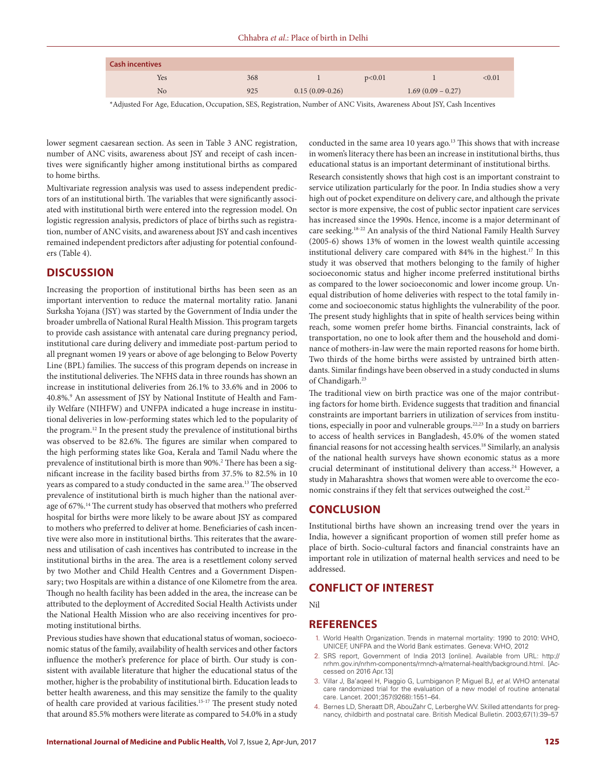| Cash incentives | | | | | |
|---|---|---|---|---|---|
| Yes | 368 | 1 | p<0.01 | 1 | <0.01 |
| No | 925 | 0.15 (0.09-0.26) | | 1.69 (0.09 – 0.27) | |

*Adjusted For Age, Education, Occupation, SES, Registration, Number of ANC Visits, Awareness About JSY, Cash Incentives

lower segment caesarean section. As seen in Table 3 ANC registration, number of ANC visits, awareness about JSY and receipt of cash incentives were significantly higher among institutional births as compared to home births.

Multivariate regression analysis was used to assess independent predictors of an institutional birth. The variables that were significantly associated with institutional birth were entered into the regression model. On logistic regression analysis, predictors of place of births such as registration, number of ANC visits, and awareness about JSY and cash incentives remained independent predictors after adjusting for potential confounders (Table 4).

## DISCUSSION

Increasing the proportion of institutional births has been seen as an important intervention to reduce the maternal mortality ratio. Janani Surksha Yojana (JSY) was started by the Government of India under the broader umbrella of National Rural Health Mission. This program targets to provide cash assistance with antenatal care during pregnancy period, institutional care during delivery and immediate post-partum period to all pregnant women 19 years or above of age belonging to Below Poverty Line (BPL) families. The success of this program depends on increase in the institutional deliveries. The NFHS data in three rounds has shown an increase in institutional deliveries from 26.1% to 33.6% and in 2006 to 40.8%.[9] An assessment of JSY by National Institute of Health and Family Welfare (NIHFW) and UNFPA indicated a huge increase in institutional deliveries in low-performing states which led to the popularity of the program.[12] In the present study the prevalence of institutional births was observed to be 82.6%. The figures are similar when compared to the high performing states like Goa, Kerala and Tamil Nadu where the prevalence of institutional birth is more than 90%.[2] There has been a significant increase in the facility based births from 37.5% to 82.5% in 10 years as compared to a study conducted in the same area.[13] The observed prevalence of institutional birth is much higher than the national average of 67%.[14] The current study has observed that mothers who preferred hospital for births were more likely to be aware about JSY as compared to mothers who preferred to deliver at home. Beneficiaries of cash incentive were also more in institutional births. This reiterates that the awareness and utilisation of cash incentives has contributed to increase in the institutional births in the area. The area is a resettlement colony served by two Mother and Child Health Centres and a Government Dispensary; two Hospitals are within a distance of one Kilometre from the area. Though no health facility has been added in the area, the increase can be attributed to the deployment of Accredited Social Health Activists under the National Health Mission who are also receiving incentives for promoting institutional births.

Previous studies have shown that educational status of woman, socioeconomic status of the family, availability of health services and other factors influence the mother's preference for place of birth. Our study is consistent with available literature that higher the educational status of the mother, higher is the probability of institutional birth. Education leads to better health awareness, and this may sensitize the family to the quality of health care provided at various facilities.[15-17] The present study noted that around 85.5% mothers were literate as compared to 54.0% in a study conducted in the same area 10 years ago.[13] This shows that with increase in women's literacy there has been an increase in institutional births, thus educational status is an important determinant of institutional births.

Research consistently shows that high cost is an important constraint to service utilization particularly for the poor. In India studies show a very high out of pocket expenditure on delivery care, and although the private sector is more expensive, the cost of public sector inpatient care services has increased since the 1990s. Hence, income is a major determinant of care seeking.[18-22] An analysis of the third National Family Health Survey (2005-6) shows 13% of women in the lowest wealth quintile accessing institutional delivery care compared with 84% in the highest.[17] In this study it was observed that mothers belonging to the family of higher socioeconomic status and higher income preferred institutional births as compared to the lower socioeconomic and lower income group. Unequal distribution of home deliveries with respect to the total family income and socioeconomic status highlights the vulnerability of the poor. The present study highlights that in spite of health services being within reach, some women prefer home births. Financial constraints, lack of transportation, no one to look after them and the household and dominance of mothers-in-law were the main reported reasons for home birth. Two thirds of the home births were assisted by untrained birth attendants. Similar findings have been observed in a study conducted in slums of Chandigarh.[23]

The traditional view on birth practice was one of the major contributing factors for home birth. Evidence suggests that tradition and financial constraints are important barriers in utilization of services from institutions, especially in poor and vulnerable groups.[22,23] In a study on barriers to access of health services in Bangladesh, 45.0% of the women stated financial reasons for not accessing health services.[18] Similarly, an analysis of the national health surveys have shown economic status as a more crucial determinant of institutional delivery than access.[24] However, a study in Maharashtra shows that women were able to overcome the economic constrains if they felt that services outweighed the cost.[22]

## CONCLUSION

Institutional births have shown an increasing trend over the years in India, however a significant proportion of women still prefer home as place of birth. Socio-cultural factors and financial constraints have an important role in utilization of maternal health services and need to be addressed.

## CONFLICT OF INTEREST

Nil

## REFERENCES

1. World Health Organization. Trends in maternal mortality: 1990 to 2010: WHO, UNICEF, UNFPA and the World Bank estimates. Geneva: WHO, 2012
2. SRS report, Government of India 2013 [online]. Available from URL: http://nrhm.gov.in/nrhm-components/rmnch-a/maternal-health/background.html. [Accessed on 2016 Apr.13]
3. Villar J, Ba'aqeel H, Piaggio G, Lumbiganon P, Miguel BJ, *et al.* WHO antenatal care randomized trial for the evaluation of a new model of routine antenatal care. Lancet. 2001;357(9268):1551–64.
4. Bernes LD, Sheraatt DR, AbouZahr C, Lerberghe WV. Skilled attendants for pregnancy, childbirth and postnatal care. British Medical Bulletin. 2003;67(1):39–57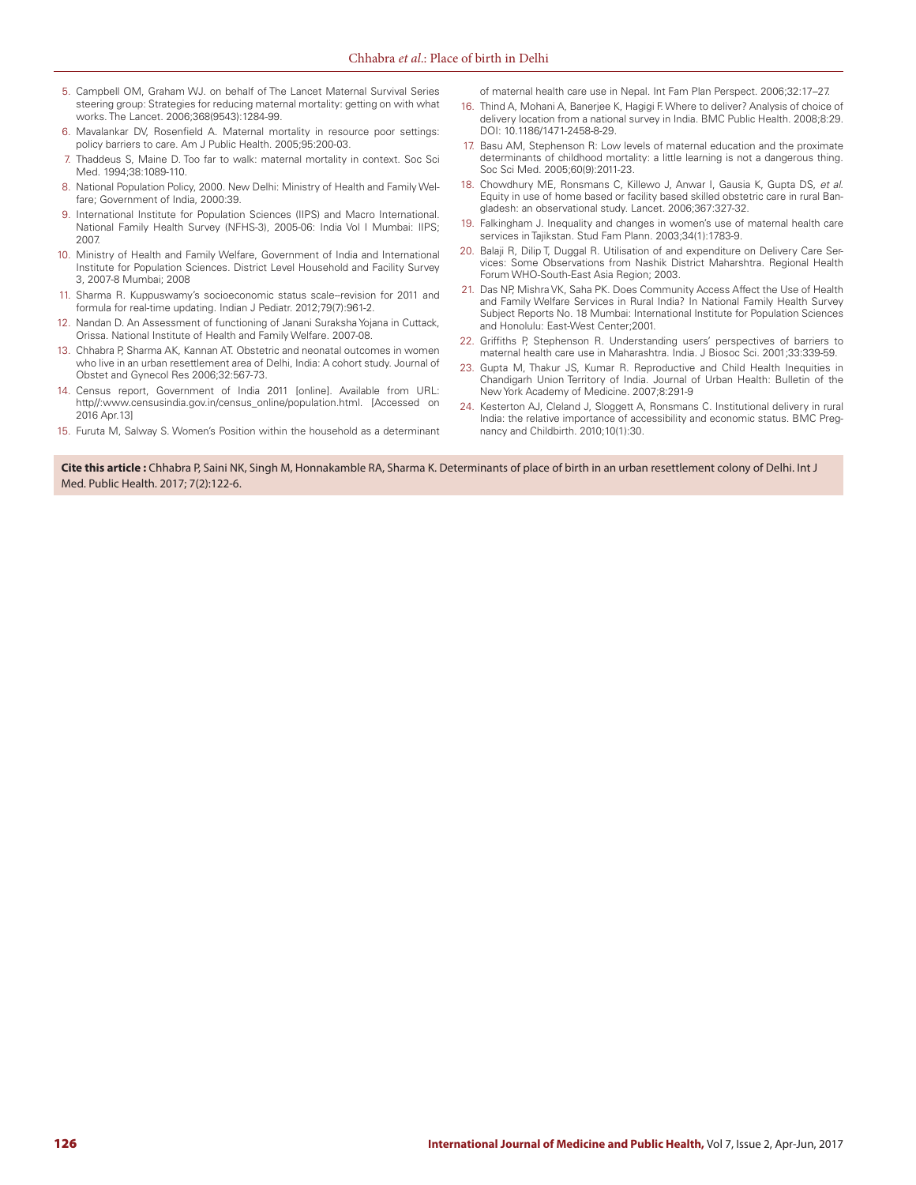5. Campbell OM, Graham WJ. on behalf of The Lancet Maternal Survival Series steering group: Strategies for reducing maternal mortality: getting on with what works. The Lancet. 2006;368(9543):1284-99.
6. Mavalankar DV, Rosenfield A. Maternal mortality in resource poor settings: policy barriers to care. Am J Public Health. 2005;95:200-03.
7. Thaddeus S, Maine D. Too far to walk: maternal mortality in context. Soc Sci Med. 1994;38:1089-110.
8. National Population Policy, 2000. New Delhi: Ministry of Health and Family Welfare; Government of India, 2000:39.
9. International Institute for Population Sciences (IIPS) and Macro International. National Family Health Survey (NFHS-3), 2005-06: India Vol I Mumbai: IIPS; 2007.
10. Ministry of Health and Family Welfare, Government of India and International Institute for Population Sciences. District Level Household and Facility Survey 3, 2007-8 Mumbai; 2008
11. Sharma R. Kuppuswamy's socioeconomic status scale--revision for 2011 and formula for real-time updating. Indian J Pediatr. 2012;79(7):961-2.
12. Nandan D. An Assessment of functioning of Janani Suraksha Yojana in Cuttack, Orissa. National Institute of Health and Family Welfare. 2007-08.
13. Chhabra P, Sharma AK, Kannan AT. Obstetric and neonatal outcomes in women who live in an urban resettlement area of Delhi, India: A cohort study. Journal of Obstet and Gynecol Res 2006;32:567-73.
14. Census report, Government of India 2011 [online]. Available from URL: http//:www.censusindia.gov.in/census_online/population.html. [Accessed on 2016 Apr.13]
15. Furuta M, Salway S. Women's Position within the household as a determinant of maternal health care use in Nepal. Int Fam Plan Perspect. 2006;32:17–27.
16. Thind A, Mohani A, Banerjee K, Hagigi F. Where to deliver? Analysis of choice of delivery location from a national survey in India. BMC Public Health. 2008;8:29. DOI: 10.1186/1471-2458-8-29.
17. Basu AM, Stephenson R: Low levels of maternal education and the proximate determinants of childhood mortality: a little learning is not a dangerous thing. Soc Sci Med. 2005;60(9):2011-23.
18. Chowdhury ME, Ronsmans C, Killewo J, Anwar I, Gausia K, Gupta DS, *et al.* Equity in use of home based or facility based skilled obstetric care in rural Bangladesh: an observational study. Lancet. 2006;367:327-32.
19. Falkingham J. Inequality and changes in women's use of maternal health care services in Tajikstan. Stud Fam Plann. 2003;34(1):1783-9.
20. Balaji R, Dilip T, Duggal R. Utilisation of and expenditure on Delivery Care Services: Some Observations from Nashik District Maharshtra. Regional Health Forum WHO-South-East Asia Region; 2003.
21. Das NP, Mishra VK, Saha PK. Does Community Access Affect the Use of Health and Family Welfare Services in Rural India? In National Family Health Survey Subject Reports No. 18 Mumbai: International Institute for Population Sciences and Honolulu: East-West Center;2001.
22. Griffiths P, Stephenson R. Understanding users' perspectives of barriers to maternal health care use in Maharashtra. India. J Biosoc Sci. 2001;33:339-59.
23. Gupta M, Thakur JS, Kumar R. Reproductive and Child Health Inequities in Chandigarh Union Territory of India. Journal of Urban Health: Bulletin of the New York Academy of Medicine. 2007;8:291-9
24. Kesterton AJ, Cleland J, Sloggett A, Ronsmans C. Institutional delivery in rural India: the relative importance of accessibility and economic status. BMC Pregnancy and Childbirth. 2010;10(1):30.

**Cite this article :** Chhabra P, Saini NK, Singh M, Honnakamble RA, Sharma K. Determinants of place of birth in an urban resettlement colony of Delhi. Int J Med. Public Health. 2017; 7(2):122-6.